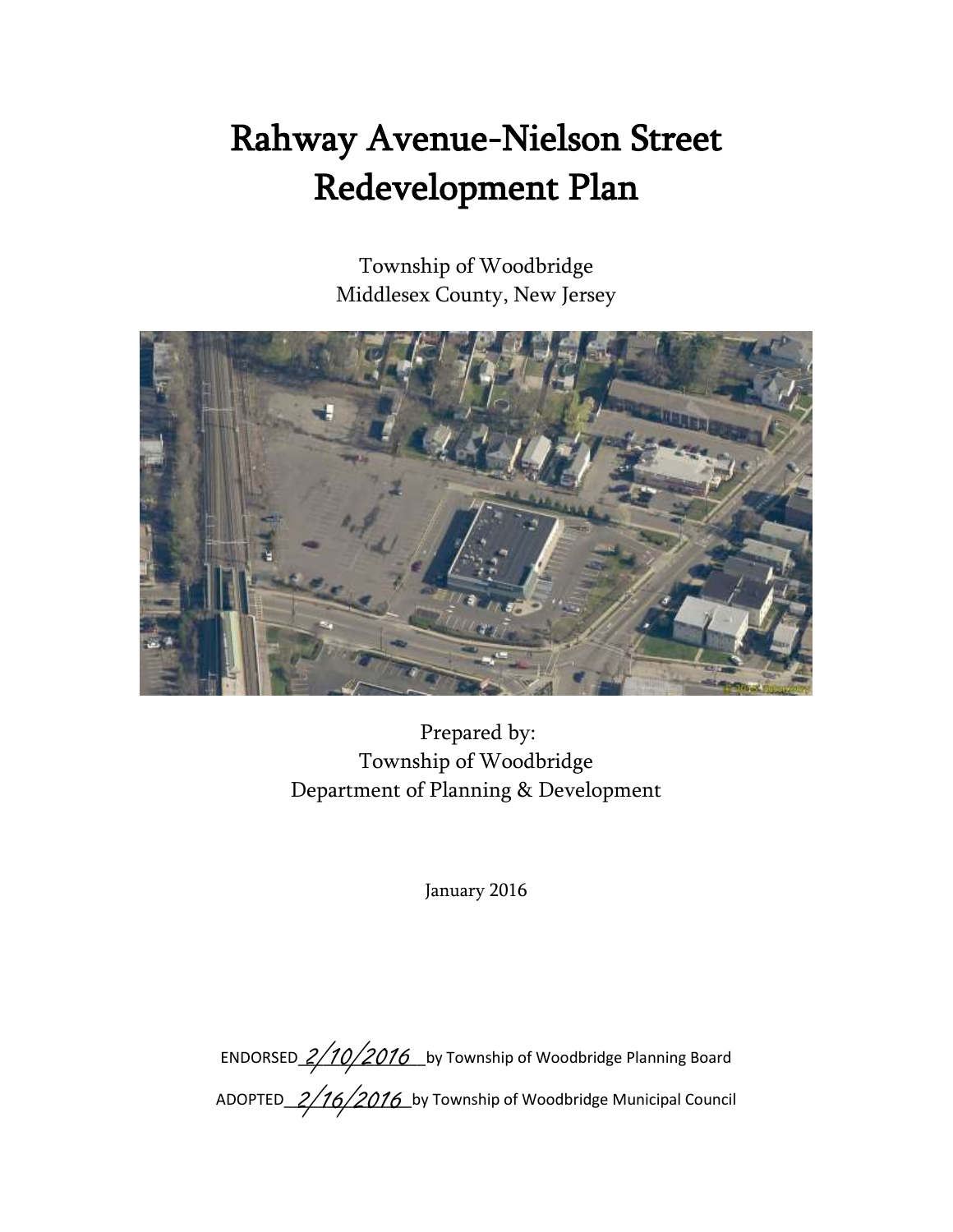# Rahway Avenue-Nielson Street Redevelopment Plan

Township of Woodbridge
Middlesex County, New Jersey

Prepared by:
Township of Woodbridge
Department of Planning & Development

January 2016

ENDORSED 2/10/2016 by Township of Woodbridge Planning Board

ADOPTED 2/16/2016 by Township of Woodbridge Municipal Council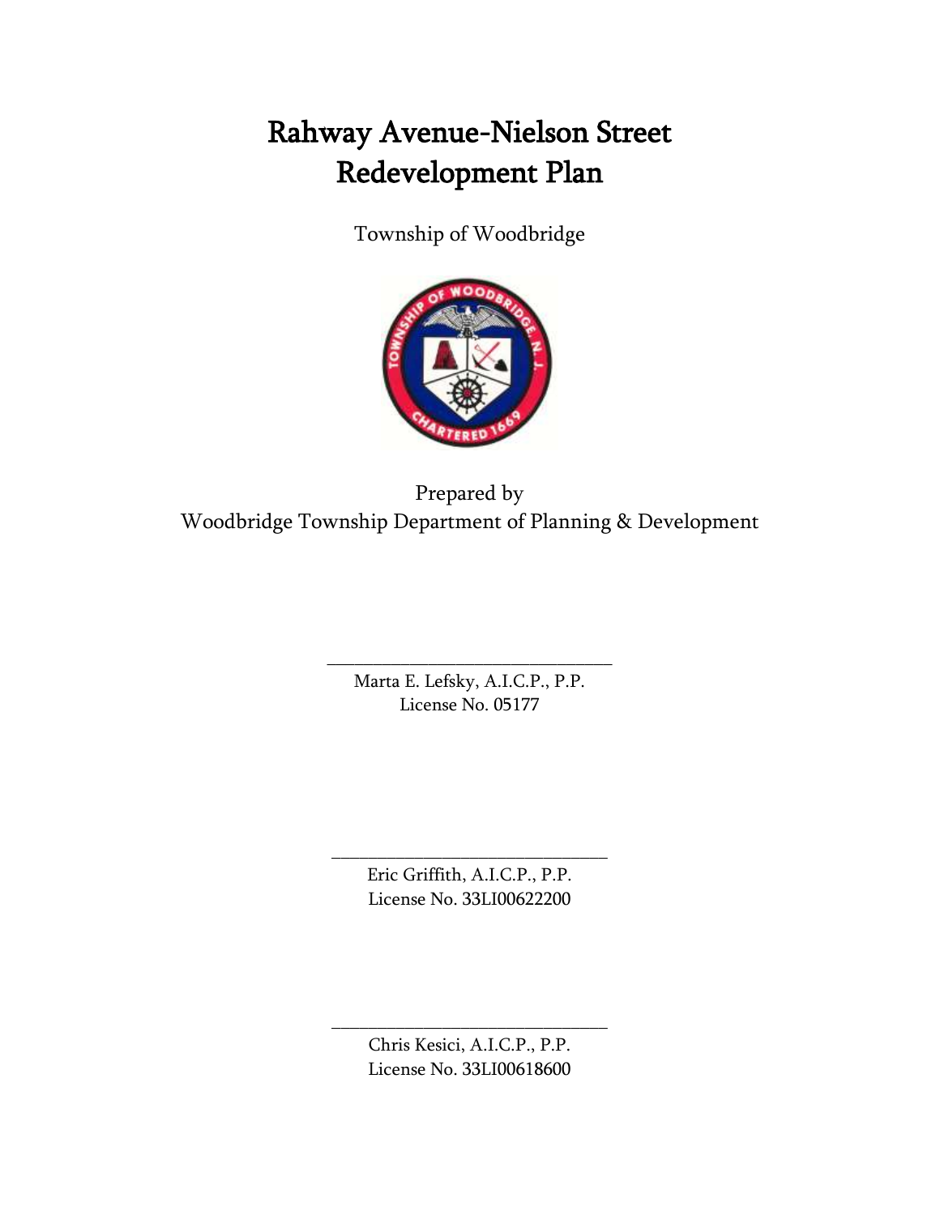# Rahway Avenue-Nielson Street Redevelopment Plan

Township of Woodbridge

Prepared by
Woodbridge Township Department of Planning & Development

\_\_\_\_\_\_\_\_\_\_\_\_\_\_\_\_\_\_\_\_\_\_\_\_\_\_\_\_\_\_\_\_
Marta E. Lefsky, A.I.C.P., P.P.
License No. 05177

\_\_\_\_\_\_\_\_\_\_\_\_\_\_\_\_\_\_\_\_\_\_\_\_\_\_\_\_\_\_\_\_
Eric Griffith, A.I.C.P., P.P.
License No. 33LI00622200

\_\_\_\_\_\_\_\_\_\_\_\_\_\_\_\_\_\_\_\_\_\_\_\_\_\_\_\_\_\_\_\_
Chris Kesici, A.I.C.P., P.P.
License No. 33LI00618600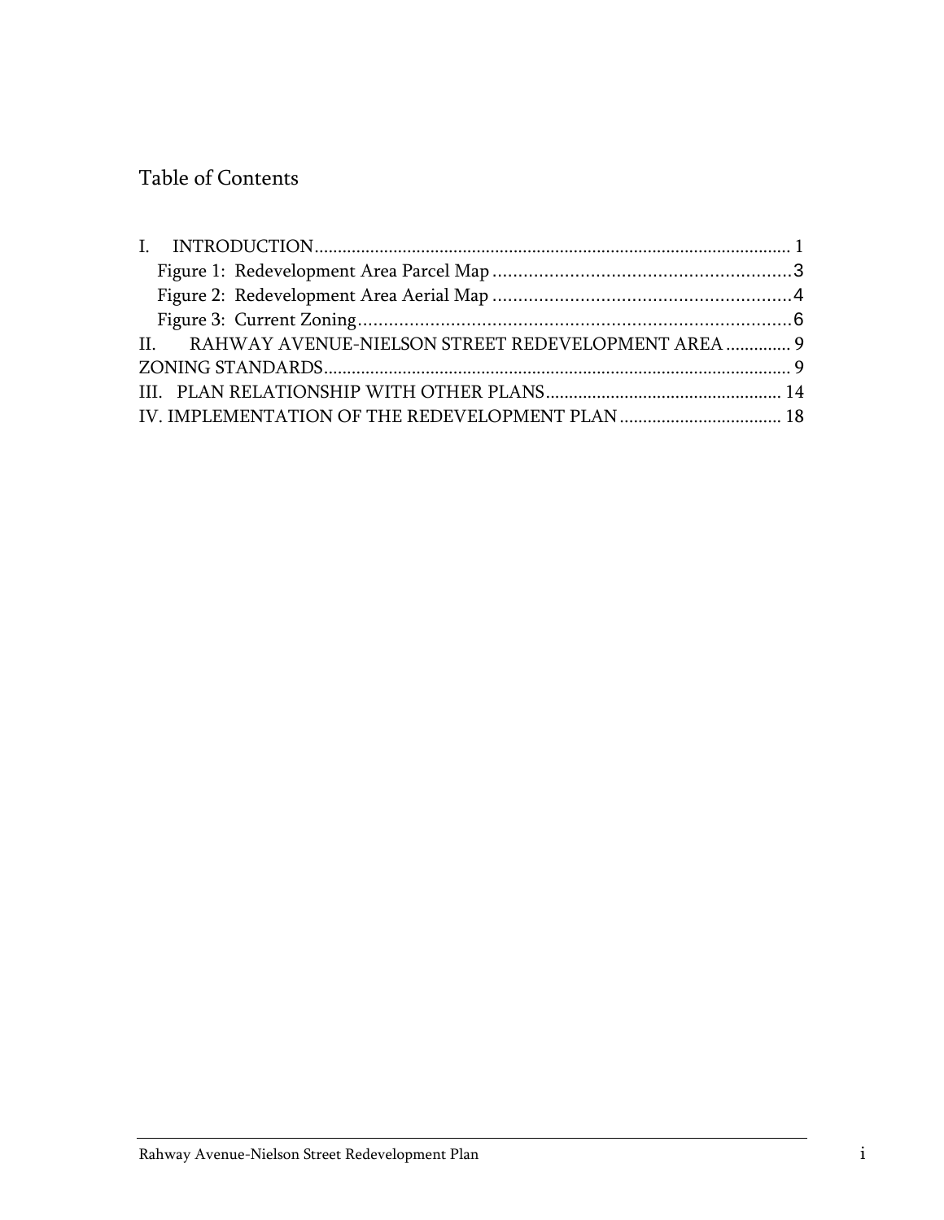# Table of Contents

I. INTRODUCTION .......................................................................................................... 1
   Figure 1: Redevelopment Area Parcel Map .......................................................... 3
   Figure 2: Redevelopment Area Aerial Map .......................................................... 4
   Figure 3: Current Zoning .................................................................................... 6
II. RAHWAY AVENUE-NIELSON STREET REDEVELOPMENT AREA ............. 9
ZONING STANDARDS ..................................................................................................... 9
III. PLAN RELATIONSHIP WITH OTHER PLANS .................................................. 14
IV. IMPLEMENTATION OF THE REDEVELOPMENT PLAN ................................... 18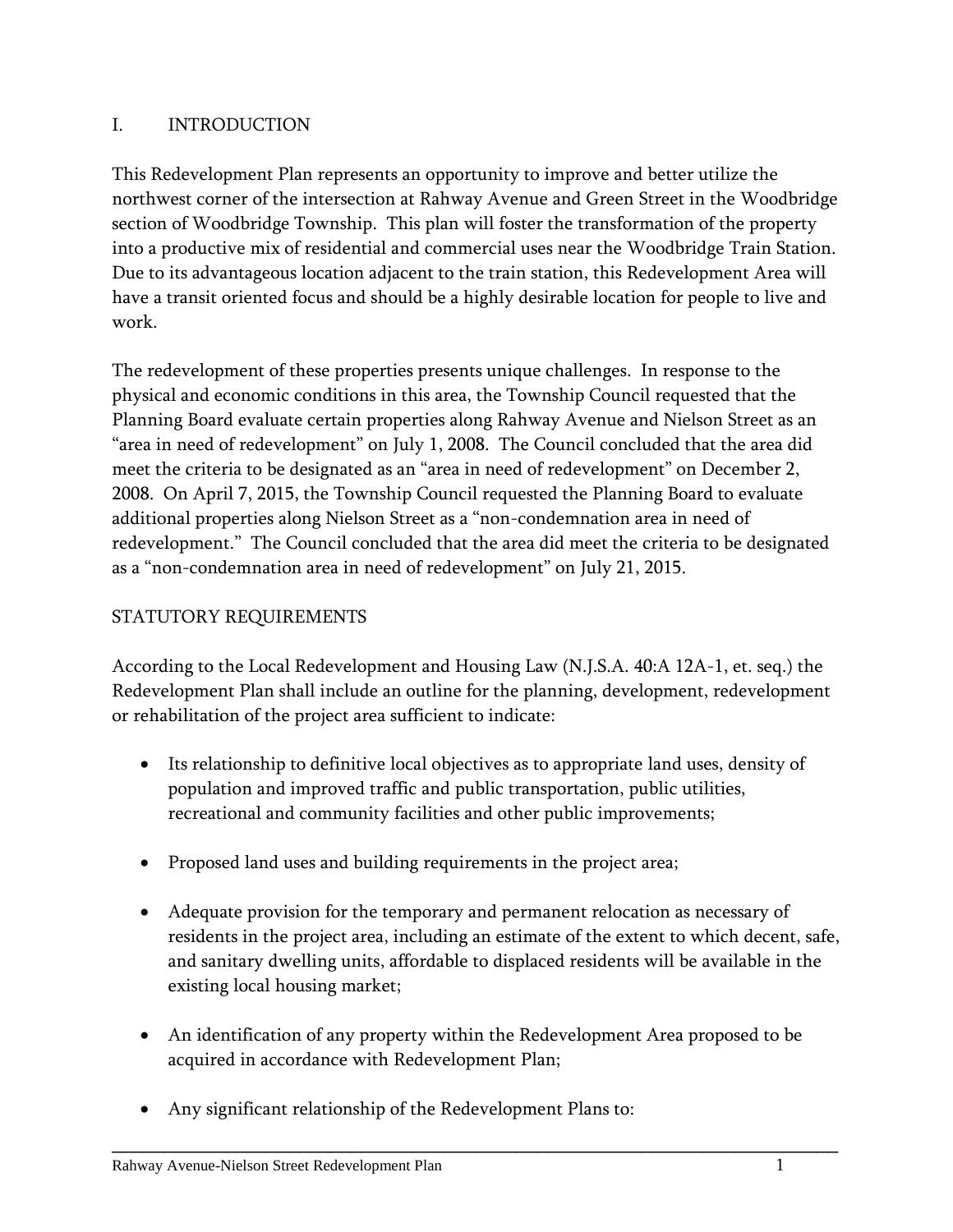# I. INTRODUCTION

This Redevelopment Plan represents an opportunity to improve and better utilize the northwest corner of the intersection at Rahway Avenue and Green Street in the Woodbridge section of Woodbridge Township. This plan will foster the transformation of the property into a productive mix of residential and commercial uses near the Woodbridge Train Station. Due to its advantageous location adjacent to the train station, this Redevelopment Area will have a transit oriented focus and should be a highly desirable location for people to live and work.

The redevelopment of these properties presents unique challenges. In response to the physical and economic conditions in this area, the Township Council requested that the Planning Board evaluate certain properties along Rahway Avenue and Nielson Street as an "area in need of redevelopment" on July 1, 2008. The Council concluded that the area did meet the criteria to be designated as an "area in need of redevelopment" on December 2, 2008. On April 7, 2015, the Township Council requested the Planning Board to evaluate additional properties along Nielson Street as a "non-condemnation area in need of redevelopment." The Council concluded that the area did meet the criteria to be designated as a "non-condemnation area in need of redevelopment" on July 21, 2015.

## STATUTORY REQUIREMENTS

According to the Local Redevelopment and Housing Law (N.J.S.A. 40:A 12A-1, et. seq.) the Redevelopment Plan shall include an outline for the planning, development, redevelopment or rehabilitation of the project area sufficient to indicate:

- Its relationship to definitive local objectives as to appropriate land uses, density of population and improved traffic and public transportation, public utilities, recreational and community facilities and other public improvements;
- Proposed land uses and building requirements in the project area;
- Adequate provision for the temporary and permanent relocation as necessary of residents in the project area, including an estimate of the extent to which decent, safe, and sanitary dwelling units, affordable to displaced residents will be available in the existing local housing market;
- An identification of any property within the Redevelopment Area proposed to be acquired in accordance with Redevelopment Plan;
- Any significant relationship of the Redevelopment Plans to: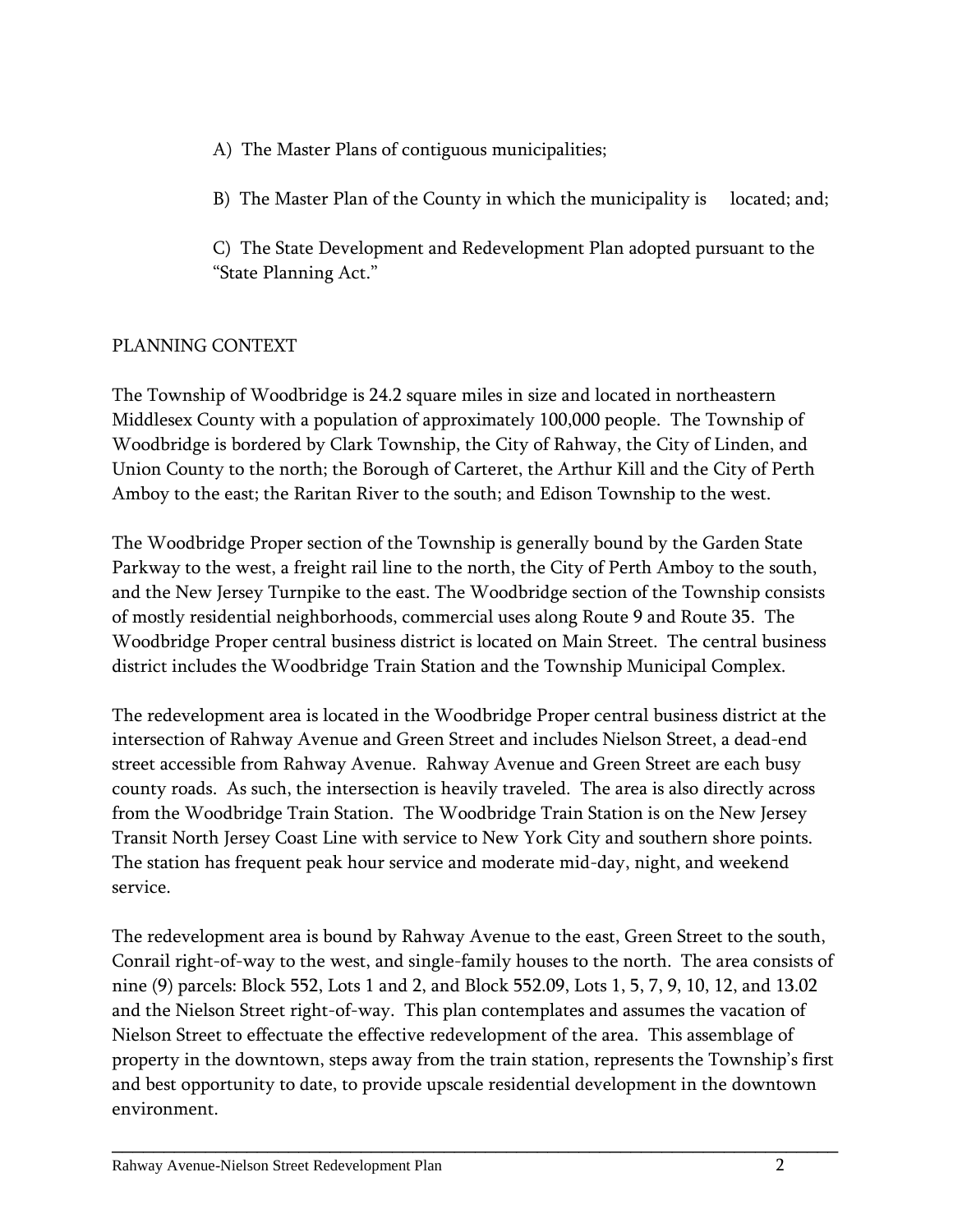A) The Master Plans of contiguous municipalities;

B) The Master Plan of the County in which the municipality is located; and;

C) The State Development and Redevelopment Plan adopted pursuant to the "State Planning Act."

## PLANNING CONTEXT

The Township of Woodbridge is 24.2 square miles in size and located in northeastern Middlesex County with a population of approximately 100,000 people. The Township of Woodbridge is bordered by Clark Township, the City of Rahway, the City of Linden, and Union County to the north; the Borough of Carteret, the Arthur Kill and the City of Perth Amboy to the east; the Raritan River to the south; and Edison Township to the west.

The Woodbridge Proper section of the Township is generally bound by the Garden State Parkway to the west, a freight rail line to the north, the City of Perth Amboy to the south, and the New Jersey Turnpike to the east. The Woodbridge section of the Township consists of mostly residential neighborhoods, commercial uses along Route 9 and Route 35. The Woodbridge Proper central business district is located on Main Street. The central business district includes the Woodbridge Train Station and the Township Municipal Complex.

The redevelopment area is located in the Woodbridge Proper central business district at the intersection of Rahway Avenue and Green Street and includes Nielson Street, a dead-end street accessible from Rahway Avenue. Rahway Avenue and Green Street are each busy county roads. As such, the intersection is heavily traveled. The area is also directly across from the Woodbridge Train Station. The Woodbridge Train Station is on the New Jersey Transit North Jersey Coast Line with service to New York City and southern shore points. The station has frequent peak hour service and moderate mid-day, night, and weekend service.

The redevelopment area is bound by Rahway Avenue to the east, Green Street to the south, Conrail right-of-way to the west, and single-family houses to the north. The area consists of nine (9) parcels: Block 552, Lots 1 and 2, and Block 552.09, Lots 1, 5, 7, 9, 10, 12, and 13.02 and the Nielson Street right-of-way. This plan contemplates and assumes the vacation of Nielson Street to effectuate the effective redevelopment of the area. This assemblage of property in the downtown, steps away from the train station, represents the Township's first and best opportunity to date, to provide upscale residential development in the downtown environment.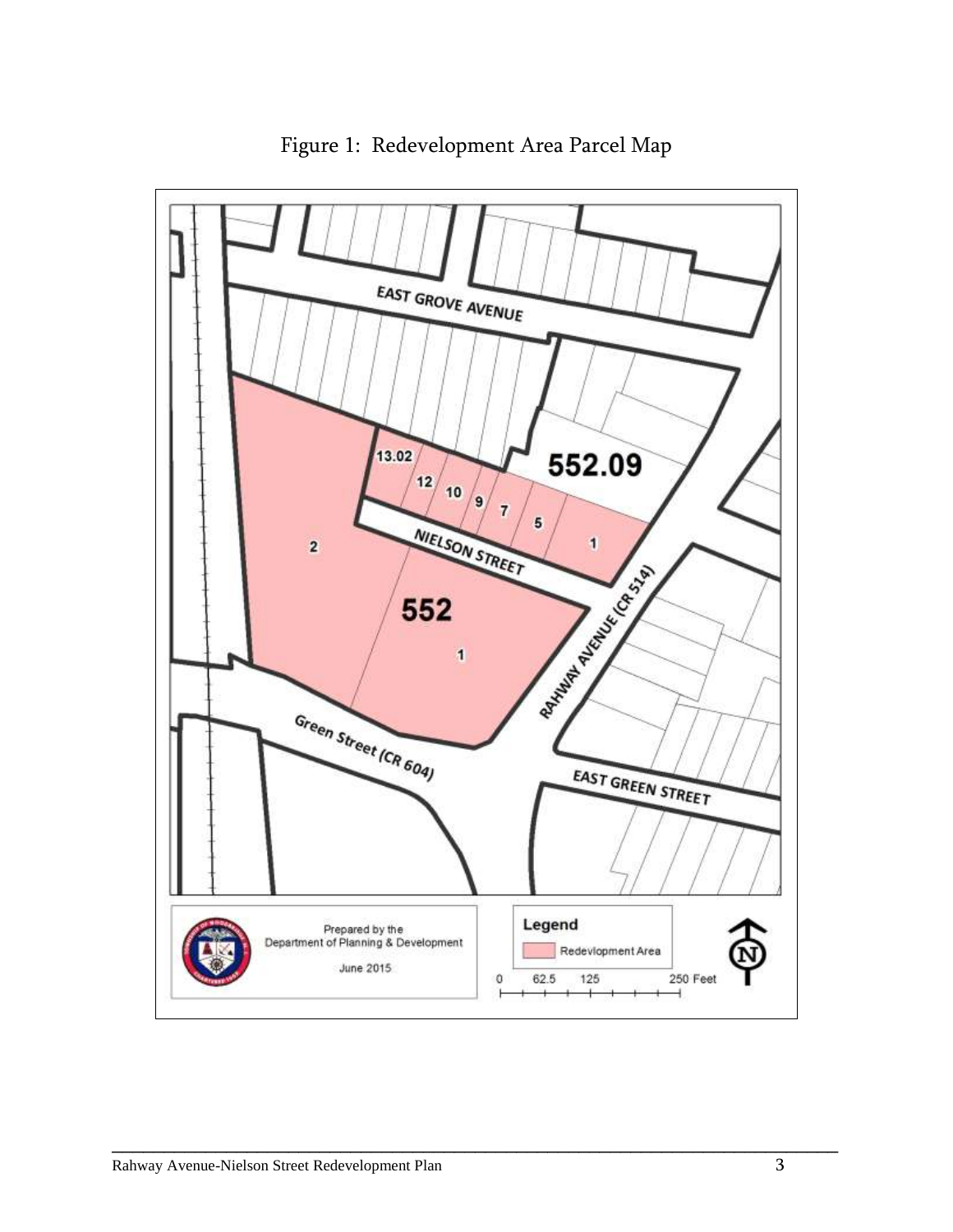# Figure 1: Redevelopment Area Parcel Map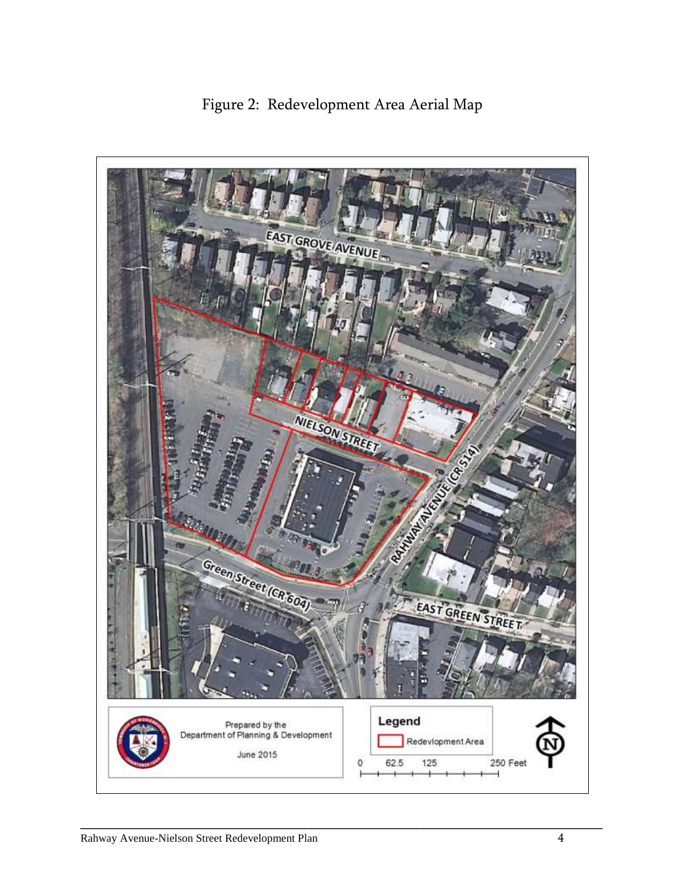Figure 2: Redevelopment Area Aerial Map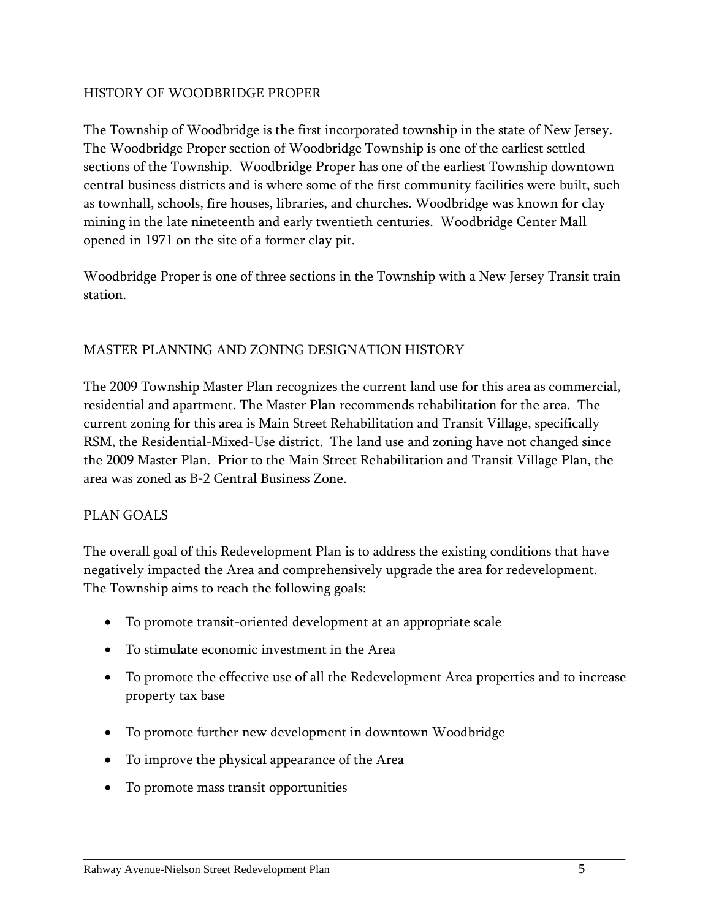## HISTORY OF WOODBRIDGE PROPER

The Township of Woodbridge is the first incorporated township in the state of New Jersey. The Woodbridge Proper section of Woodbridge Township is one of the earliest settled sections of the Township. Woodbridge Proper has one of the earliest Township downtown central business districts and is where some of the first community facilities were built, such as townhall, schools, fire houses, libraries, and churches. Woodbridge was known for clay mining in the late nineteenth and early twentieth centuries. Woodbridge Center Mall opened in 1971 on the site of a former clay pit.

Woodbridge Proper is one of three sections in the Township with a New Jersey Transit train station.

## MASTER PLANNING AND ZONING DESIGNATION HISTORY

The 2009 Township Master Plan recognizes the current land use for this area as commercial, residential and apartment. The Master Plan recommends rehabilitation for the area. The current zoning for this area is Main Street Rehabilitation and Transit Village, specifically RSM, the Residential-Mixed-Use district. The land use and zoning have not changed since the 2009 Master Plan. Prior to the Main Street Rehabilitation and Transit Village Plan, the area was zoned as B-2 Central Business Zone.

## PLAN GOALS

The overall goal of this Redevelopment Plan is to address the existing conditions that have negatively impacted the Area and comprehensively upgrade the area for redevelopment. The Township aims to reach the following goals:

- To promote transit-oriented development at an appropriate scale
- To stimulate economic investment in the Area
- To promote the effective use of all the Redevelopment Area properties and to increase property tax base
- To promote further new development in downtown Woodbridge
- To improve the physical appearance of the Area
- To promote mass transit opportunities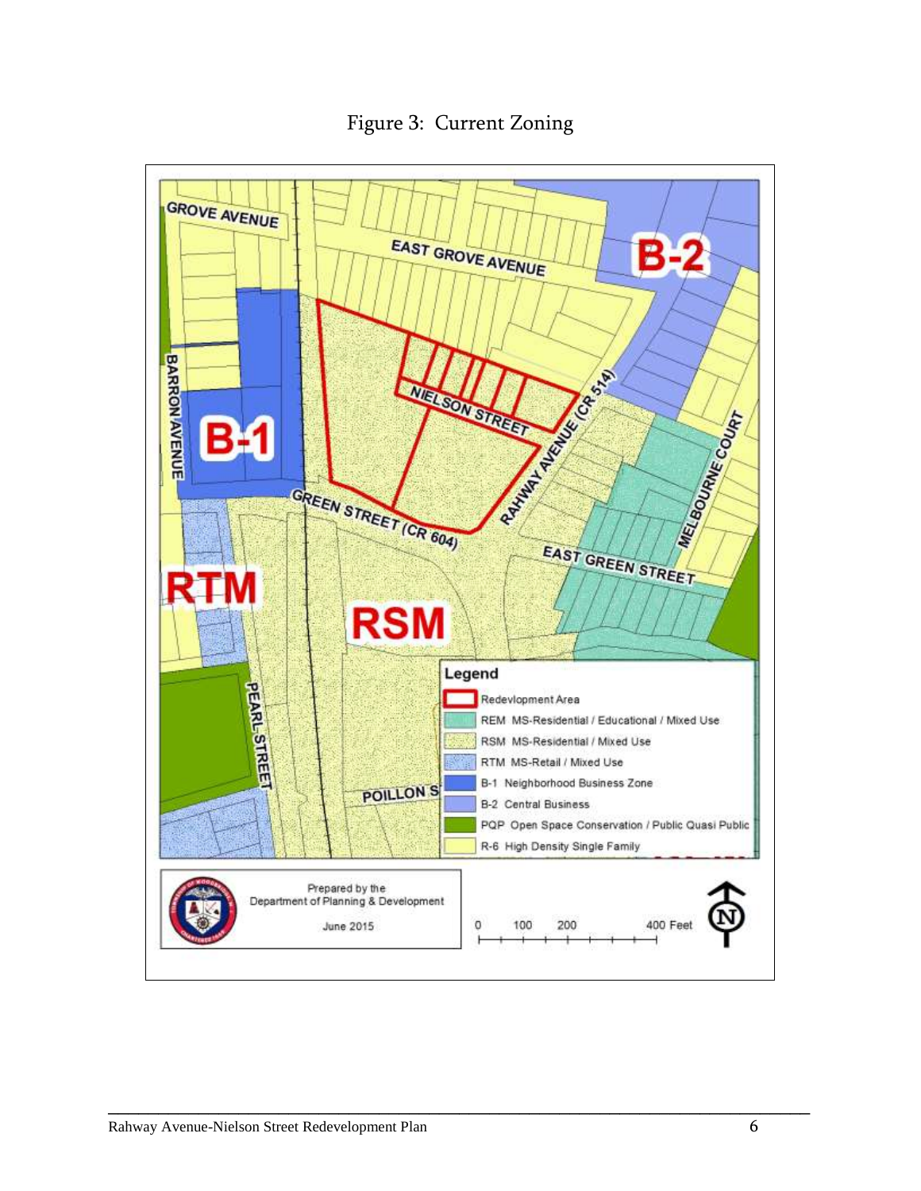Figure 3: Current Zoning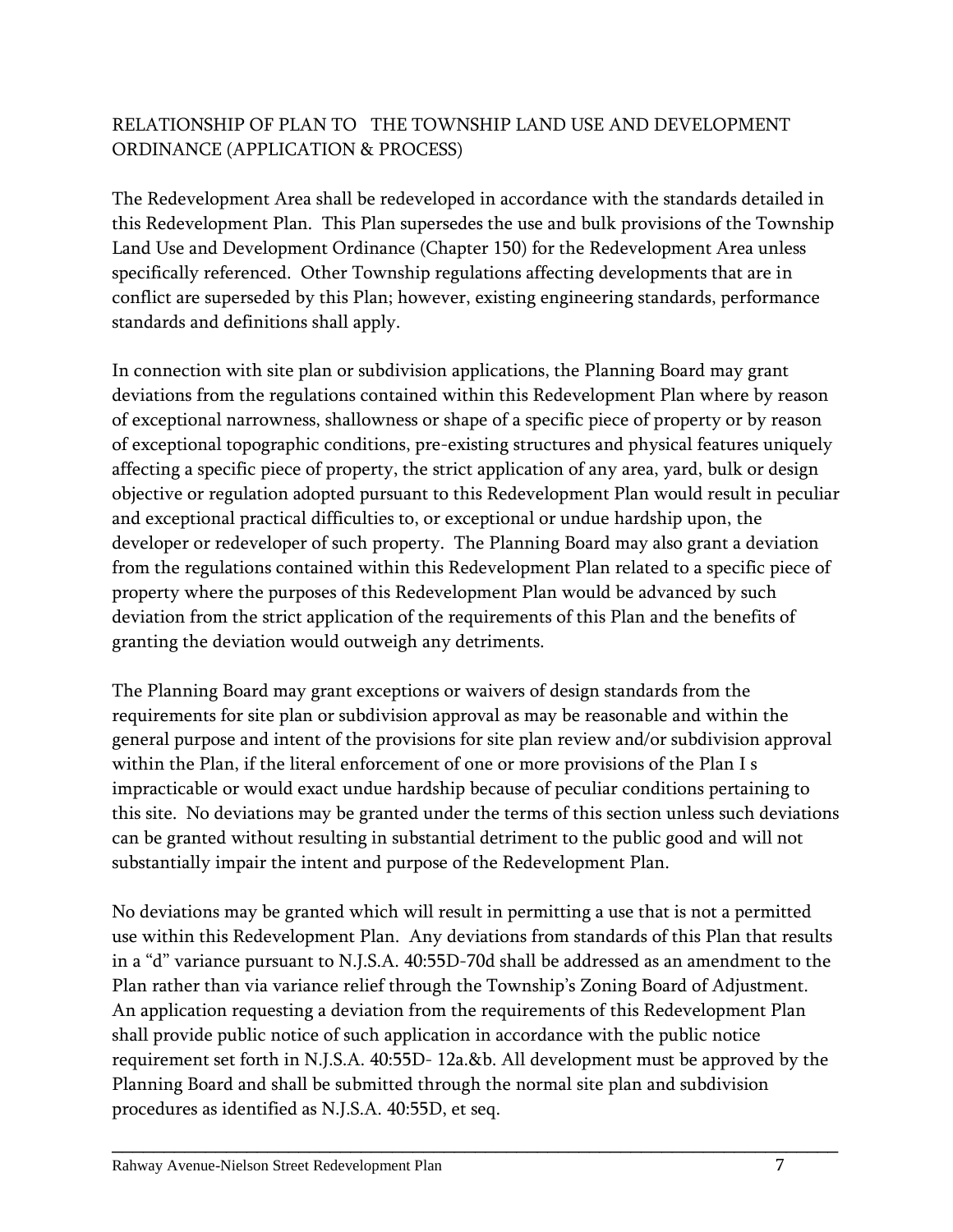## RELATIONSHIP OF PLAN TO THE TOWNSHIP LAND USE AND DEVELOPMENT ORDINANCE (APPLICATION & PROCESS)

The Redevelopment Area shall be redeveloped in accordance with the standards detailed in this Redevelopment Plan. This Plan supersedes the use and bulk provisions of the Township Land Use and Development Ordinance (Chapter 150) for the Redevelopment Area unless specifically referenced. Other Township regulations affecting developments that are in conflict are superseded by this Plan; however, existing engineering standards, performance standards and definitions shall apply.

In connection with site plan or subdivision applications, the Planning Board may grant deviations from the regulations contained within this Redevelopment Plan where by reason of exceptional narrowness, shallowness or shape of a specific piece of property or by reason of exceptional topographic conditions, pre-existing structures and physical features uniquely affecting a specific piece of property, the strict application of any area, yard, bulk or design objective or regulation adopted pursuant to this Redevelopment Plan would result in peculiar and exceptional practical difficulties to, or exceptional or undue hardship upon, the developer or redeveloper of such property. The Planning Board may also grant a deviation from the regulations contained within this Redevelopment Plan related to a specific piece of property where the purposes of this Redevelopment Plan would be advanced by such deviation from the strict application of the requirements of this Plan and the benefits of granting the deviation would outweigh any detriments.

The Planning Board may grant exceptions or waivers of design standards from the requirements for site plan or subdivision approval as may be reasonable and within the general purpose and intent of the provisions for site plan review and/or subdivision approval within the Plan, if the literal enforcement of one or more provisions of the Plan I s impracticable or would exact undue hardship because of peculiar conditions pertaining to this site. No deviations may be granted under the terms of this section unless such deviations can be granted without resulting in substantial detriment to the public good and will not substantially impair the intent and purpose of the Redevelopment Plan.

No deviations may be granted which will result in permitting a use that is not a permitted use within this Redevelopment Plan. Any deviations from standards of this Plan that results in a "d" variance pursuant to N.J.S.A. 40:55D-70d shall be addressed as an amendment to the Plan rather than via variance relief through the Township's Zoning Board of Adjustment. An application requesting a deviation from the requirements of this Redevelopment Plan shall provide public notice of such application in accordance with the public notice requirement set forth in N.J.S.A. 40:55D- 12a.&b. All development must be approved by the Planning Board and shall be submitted through the normal site plan and subdivision procedures as identified as N.J.S.A. 40:55D, et seq.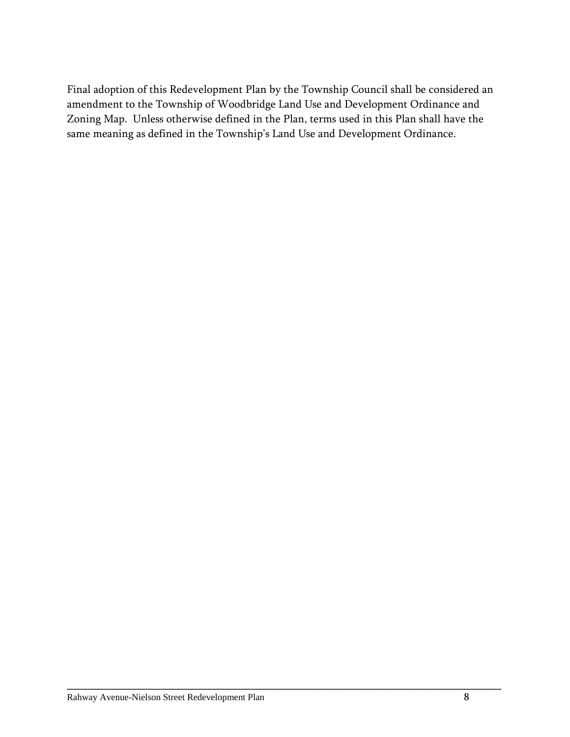Final adoption of this Redevelopment Plan by the Township Council shall be considered an amendment to the Township of Woodbridge Land Use and Development Ordinance and Zoning Map. Unless otherwise defined in the Plan, terms used in this Plan shall have the same meaning as defined in the Township's Land Use and Development Ordinance.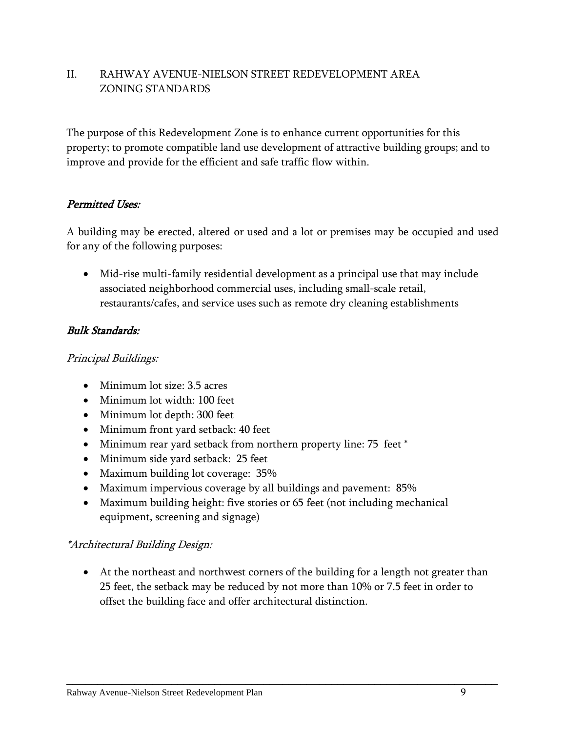## II. RAHWAY AVENUE-NIELSON STREET REDEVELOPMENT AREA ZONING STANDARDS

The purpose of this Redevelopment Zone is to enhance current opportunities for this property; to promote compatible land use development of attractive building groups; and to improve and provide for the efficient and safe traffic flow within.

### *Permitted Uses:*

A building may be erected, altered or used and a lot or premises may be occupied and used for any of the following purposes:

- Mid-rise multi-family residential development as a principal use that may include associated neighborhood commercial uses, including small-scale retail, restaurants/cafes, and service uses such as remote dry cleaning establishments

### *Bulk Standards:*

*Principal Buildings:*

- Minimum lot size: 3.5 acres
- Minimum lot width: 100 feet
- Minimum lot depth: 300 feet
- Minimum front yard setback: 40 feet
- Minimum rear yard setback from northern property line: 75 feet *
- Minimum side yard setback: 25 feet
- Maximum building lot coverage: 35%
- Maximum impervious coverage by all buildings and pavement: 85%
- Maximum building height: five stories or 65 feet (not including mechanical equipment, screening and signage)

*\*Architectural Building Design:*

- At the northeast and northwest corners of the building for a length not greater than 25 feet, the setback may be reduced by not more than 10% or 7.5 feet in order to offset the building face and offer architectural distinction.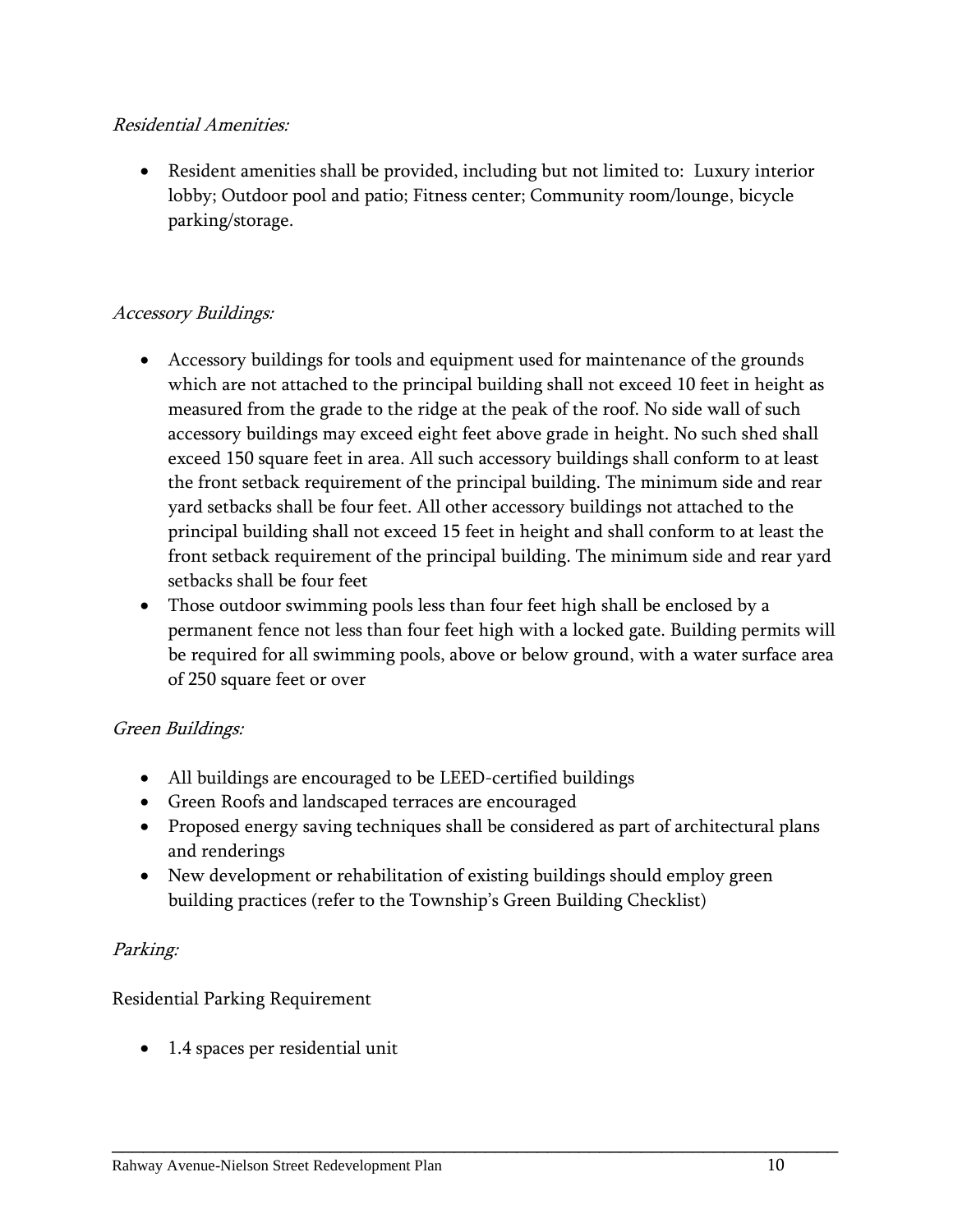*Residential Amenities:*

- Resident amenities shall be provided, including but not limited to: Luxury interior lobby; Outdoor pool and patio; Fitness center; Community room/lounge, bicycle parking/storage.

*Accessory Buildings:*

- Accessory buildings for tools and equipment used for maintenance of the grounds which are not attached to the principal building shall not exceed 10 feet in height as measured from the grade to the ridge at the peak of the roof. No side wall of such accessory buildings may exceed eight feet above grade in height. No such shed shall exceed 150 square feet in area. All such accessory buildings shall conform to at least the front setback requirement of the principal building. The minimum side and rear yard setbacks shall be four feet. All other accessory buildings not attached to the principal building shall not exceed 15 feet in height and shall conform to at least the front setback requirement of the principal building. The minimum side and rear yard setbacks shall be four feet
- Those outdoor swimming pools less than four feet high shall be enclosed by a permanent fence not less than four feet high with a locked gate. Building permits will be required for all swimming pools, above or below ground, with a water surface area of 250 square feet or over

*Green Buildings:*

- All buildings are encouraged to be LEED-certified buildings
- Green Roofs and landscaped terraces are encouraged
- Proposed energy saving techniques shall be considered as part of architectural plans and renderings
- New development or rehabilitation of existing buildings should employ green building practices (refer to the Township's Green Building Checklist)

*Parking:*

Residential Parking Requirement

- 1.4 spaces per residential unit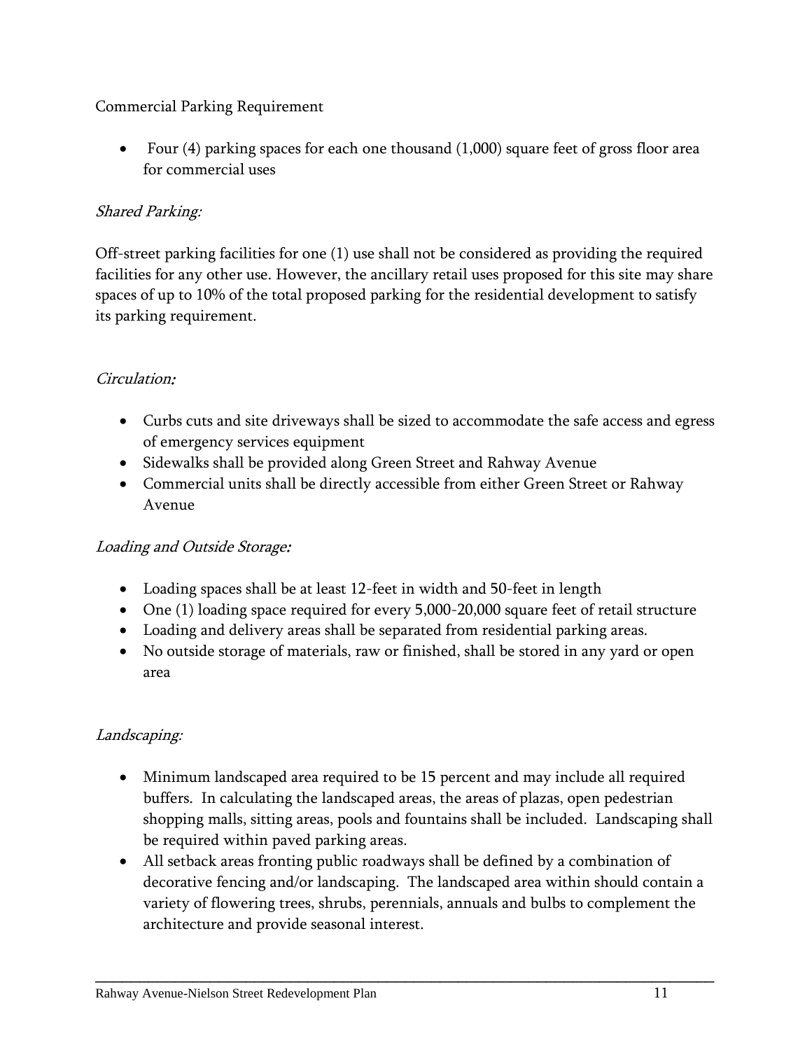Commercial Parking Requirement

- Four (4) parking spaces for each one thousand (1,000) square feet of gross floor area for commercial uses

*Shared Parking:*

Off-street parking facilities for one (1) use shall not be considered as providing the required facilities for any other use. However, the ancillary retail uses proposed for this site may share spaces of up to 10% of the total proposed parking for the residential development to satisfy its parking requirement.

*Circulation:*

- Curbs cuts and site driveways shall be sized to accommodate the safe access and egress of emergency services equipment
- Sidewalks shall be provided along Green Street and Rahway Avenue
- Commercial units shall be directly accessible from either Green Street or Rahway Avenue

*Loading and Outside Storage:*

- Loading spaces shall be at least 12-feet in width and 50-feet in length
- One (1) loading space required for every 5,000-20,000 square feet of retail structure
- Loading and delivery areas shall be separated from residential parking areas.
- No outside storage of materials, raw or finished, shall be stored in any yard or open area

*Landscaping:*

- Minimum landscaped area required to be 15 percent and may include all required buffers. In calculating the landscaped areas, the areas of plazas, open pedestrian shopping malls, sitting areas, pools and fountains shall be included. Landscaping shall be required within paved parking areas.
- All setback areas fronting public roadways shall be defined by a combination of decorative fencing and/or landscaping. The landscaped area within should contain a variety of flowering trees, shrubs, perennials, annuals and bulbs to complement the architecture and provide seasonal interest.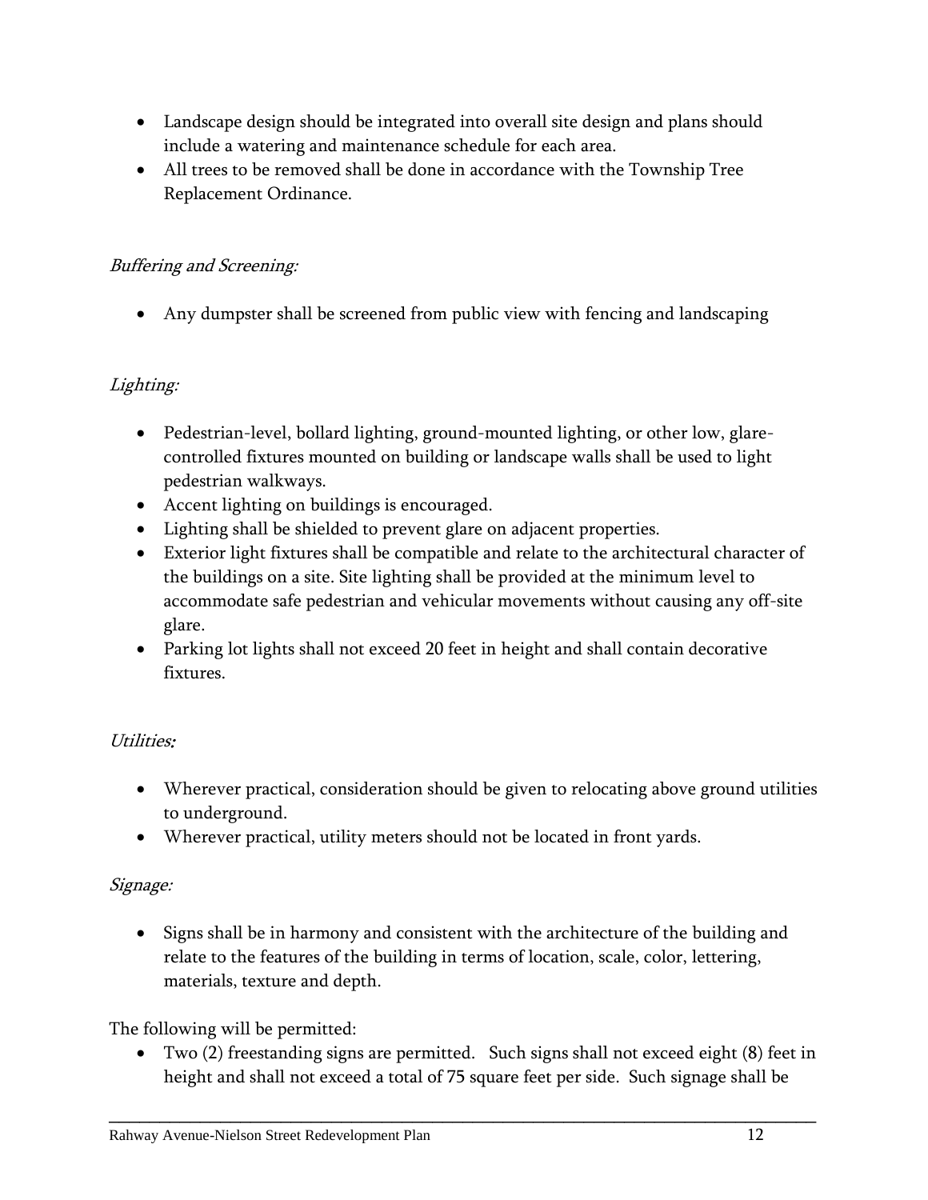- Landscape design should be integrated into overall site design and plans should include a watering and maintenance schedule for each area.
- All trees to be removed shall be done in accordance with the Township Tree Replacement Ordinance.

*Buffering and Screening:*

- Any dumpster shall be screened from public view with fencing and landscaping

*Lighting:*

- Pedestrian-level, bollard lighting, ground-mounted lighting, or other low, glare-controlled fixtures mounted on building or landscape walls shall be used to light pedestrian walkways.
- Accent lighting on buildings is encouraged.
- Lighting shall be shielded to prevent glare on adjacent properties.
- Exterior light fixtures shall be compatible and relate to the architectural character of the buildings on a site. Site lighting shall be provided at the minimum level to accommodate safe pedestrian and vehicular movements without causing any off-site glare.
- Parking lot lights shall not exceed 20 feet in height and shall contain decorative fixtures.

*Utilities:*

- Wherever practical, consideration should be given to relocating above ground utilities to underground.
- Wherever practical, utility meters should not be located in front yards.

*Signage:*

- Signs shall be in harmony and consistent with the architecture of the building and relate to the features of the building in terms of location, scale, color, lettering, materials, texture and depth.

The following will be permitted:

- Two (2) freestanding signs are permitted. Such signs shall not exceed eight (8) feet in height and shall not exceed a total of 75 square feet per side. Such signage shall be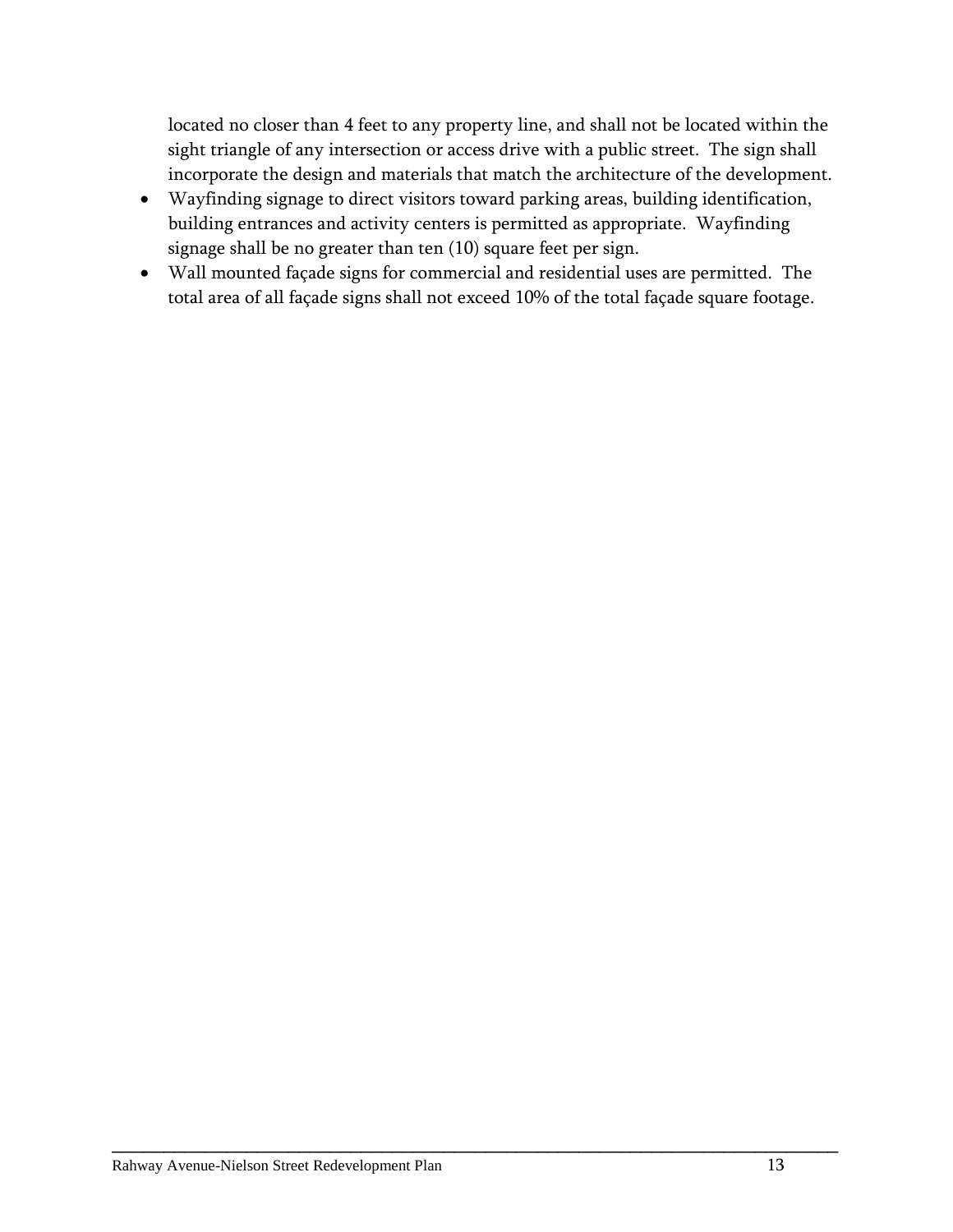located no closer than 4 feet to any property line, and shall not be located within the sight triangle of any intersection or access drive with a public street. The sign shall incorporate the design and materials that match the architecture of the development.

- Wayfinding signage to direct visitors toward parking areas, building identification, building entrances and activity centers is permitted as appropriate. Wayfinding signage shall be no greater than ten (10) square feet per sign.
- Wall mounted façade signs for commercial and residential uses are permitted. The total area of all façade signs shall not exceed 10% of the total façade square footage.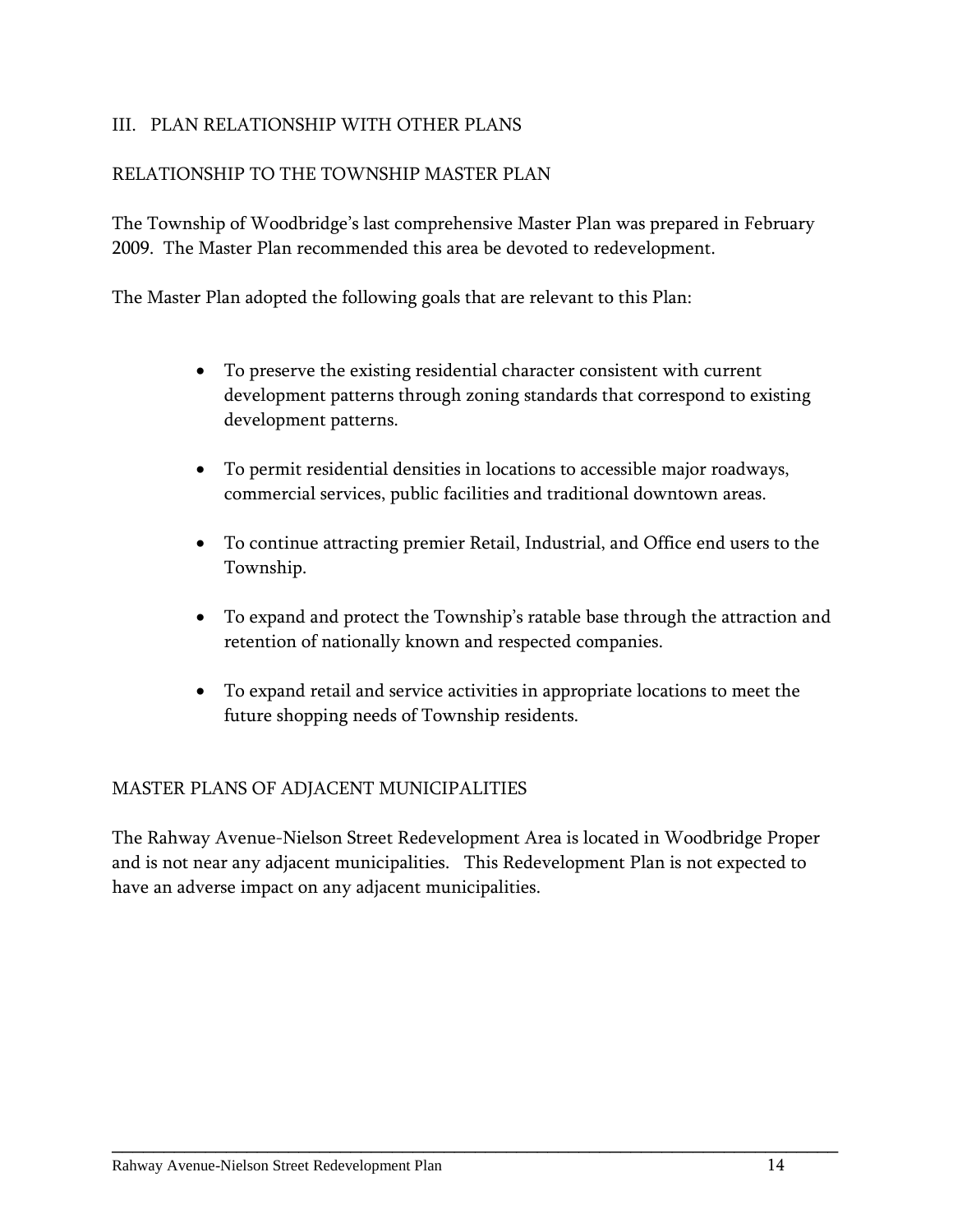## III. PLAN RELATIONSHIP WITH OTHER PLANS

### RELATIONSHIP TO THE TOWNSHIP MASTER PLAN

The Township of Woodbridge's last comprehensive Master Plan was prepared in February 2009. The Master Plan recommended this area be devoted to redevelopment.

The Master Plan adopted the following goals that are relevant to this Plan:

- To preserve the existing residential character consistent with current development patterns through zoning standards that correspond to existing development patterns.
- To permit residential densities in locations to accessible major roadways, commercial services, public facilities and traditional downtown areas.
- To continue attracting premier Retail, Industrial, and Office end users to the Township.
- To expand and protect the Township's ratable base through the attraction and retention of nationally known and respected companies.
- To expand retail and service activities in appropriate locations to meet the future shopping needs of Township residents.

### MASTER PLANS OF ADJACENT MUNICIPALITIES

The Rahway Avenue-Nielson Street Redevelopment Area is located in Woodbridge Proper and is not near any adjacent municipalities. This Redevelopment Plan is not expected to have an adverse impact on any adjacent municipalities.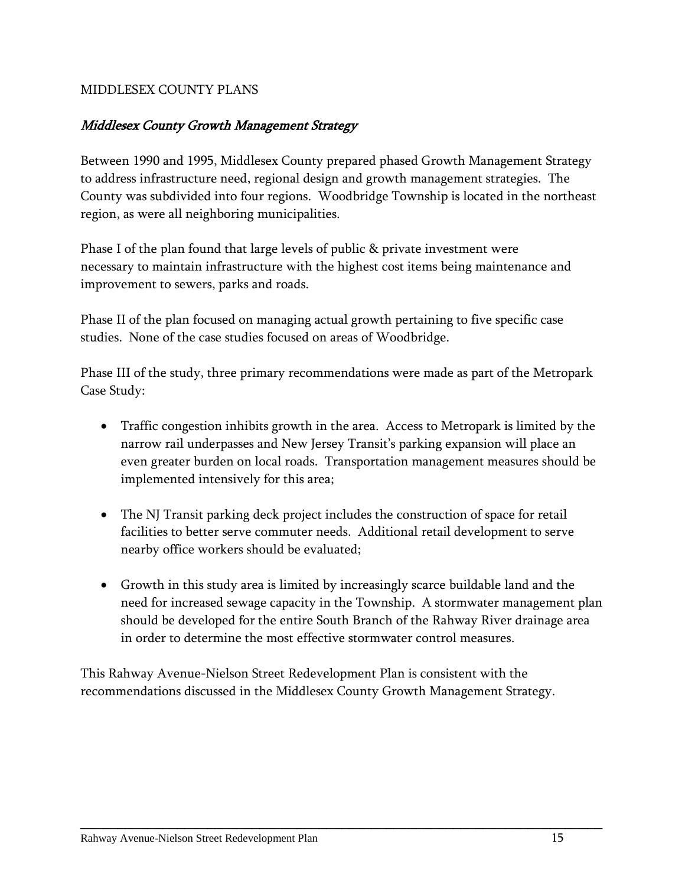MIDDLESEX COUNTY PLANS

## *Middlesex County Growth Management Strategy*

Between 1990 and 1995, Middlesex County prepared phased Growth Management Strategy to address infrastructure need, regional design and growth management strategies. The County was subdivided into four regions. Woodbridge Township is located in the northeast region, as were all neighboring municipalities.

Phase I of the plan found that large levels of public & private investment were necessary to maintain infrastructure with the highest cost items being maintenance and improvement to sewers, parks and roads.

Phase II of the plan focused on managing actual growth pertaining to five specific case studies. None of the case studies focused on areas of Woodbridge.

Phase III of the study, three primary recommendations were made as part of the Metropark Case Study:

- Traffic congestion inhibits growth in the area. Access to Metropark is limited by the narrow rail underpasses and New Jersey Transit's parking expansion will place an even greater burden on local roads. Transportation management measures should be implemented intensively for this area;
- The NJ Transit parking deck project includes the construction of space for retail facilities to better serve commuter needs. Additional retail development to serve nearby office workers should be evaluated;
- Growth in this study area is limited by increasingly scarce buildable land and the need for increased sewage capacity in the Township. A stormwater management plan should be developed for the entire South Branch of the Rahway River drainage area in order to determine the most effective stormwater control measures.

This Rahway Avenue-Nielson Street Redevelopment Plan is consistent with the recommendations discussed in the Middlesex County Growth Management Strategy.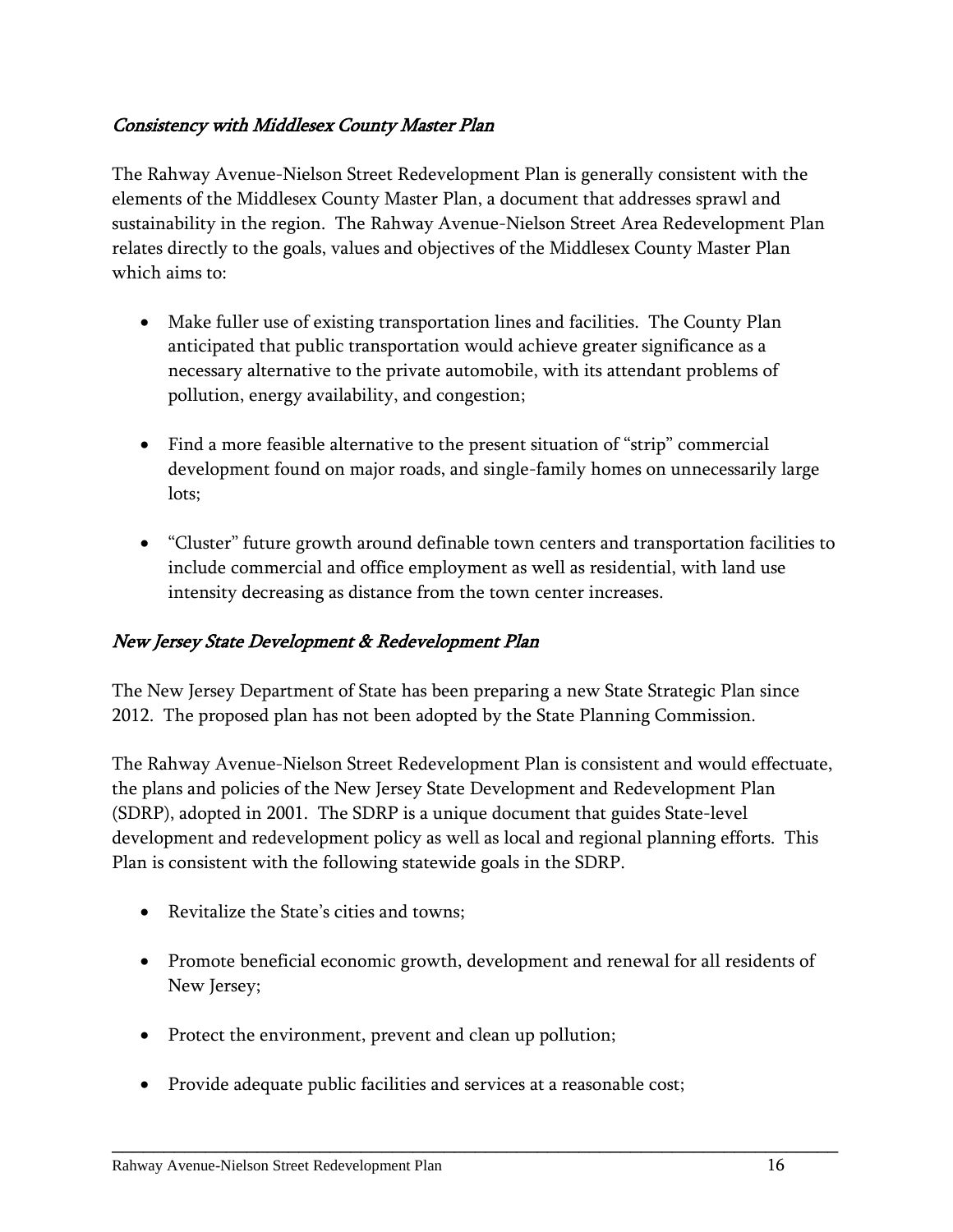## *Consistency with Middlesex County Master Plan*

The Rahway Avenue-Nielson Street Redevelopment Plan is generally consistent with the elements of the Middlesex County Master Plan, a document that addresses sprawl and sustainability in the region. The Rahway Avenue-Nielson Street Area Redevelopment Plan relates directly to the goals, values and objectives of the Middlesex County Master Plan which aims to:

- Make fuller use of existing transportation lines and facilities. The County Plan anticipated that public transportation would achieve greater significance as a necessary alternative to the private automobile, with its attendant problems of pollution, energy availability, and congestion;

- Find a more feasible alternative to the present situation of "strip" commercial development found on major roads, and single-family homes on unnecessarily large lots;

- "Cluster" future growth around definable town centers and transportation facilities to include commercial and office employment as well as residential, with land use intensity decreasing as distance from the town center increases.

## *New Jersey State Development & Redevelopment Plan*

The New Jersey Department of State has been preparing a new State Strategic Plan since 2012. The proposed plan has not been adopted by the State Planning Commission.

The Rahway Avenue-Nielson Street Redevelopment Plan is consistent and would effectuate, the plans and policies of the New Jersey State Development and Redevelopment Plan (SDRP), adopted in 2001. The SDRP is a unique document that guides State-level development and redevelopment policy as well as local and regional planning efforts. This Plan is consistent with the following statewide goals in the SDRP.

- Revitalize the State's cities and towns;

- Promote beneficial economic growth, development and renewal for all residents of New Jersey;

- Protect the environment, prevent and clean up pollution;

- Provide adequate public facilities and services at a reasonable cost;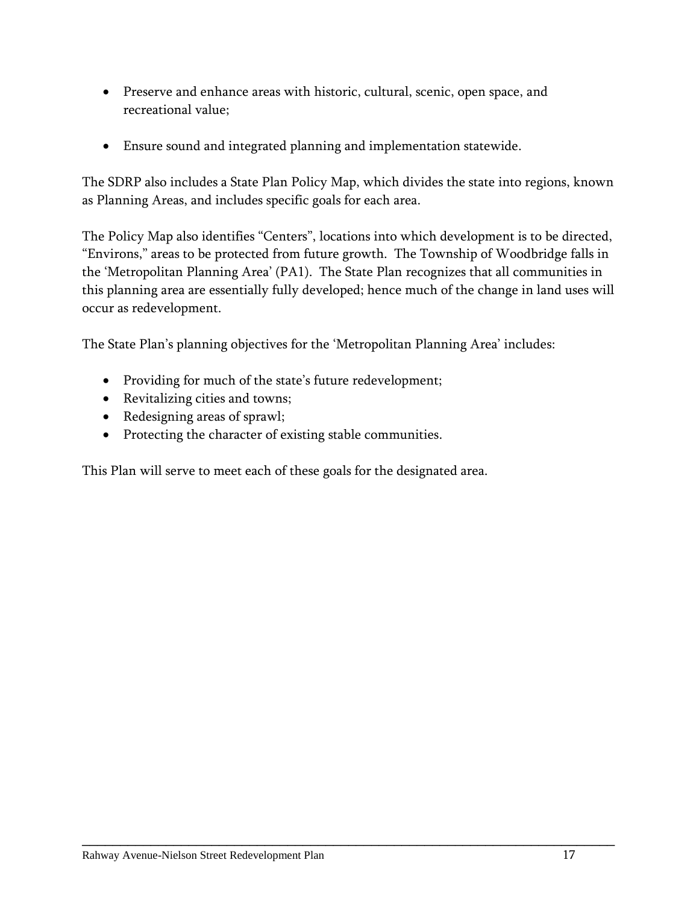- Preserve and enhance areas with historic, cultural, scenic, open space, and recreational value;

- Ensure sound and integrated planning and implementation statewide.

The SDRP also includes a State Plan Policy Map, which divides the state into regions, known as Planning Areas, and includes specific goals for each area.

The Policy Map also identifies "Centers", locations into which development is to be directed, "Environs," areas to be protected from future growth. The Township of Woodbridge falls in the 'Metropolitan Planning Area' (PA1). The State Plan recognizes that all communities in this planning area are essentially fully developed; hence much of the change in land uses will occur as redevelopment.

The State Plan's planning objectives for the 'Metropolitan Planning Area' includes:

- Providing for much of the state's future redevelopment;
- Revitalizing cities and towns;
- Redesigning areas of sprawl;
- Protecting the character of existing stable communities.

This Plan will serve to meet each of these goals for the designated area.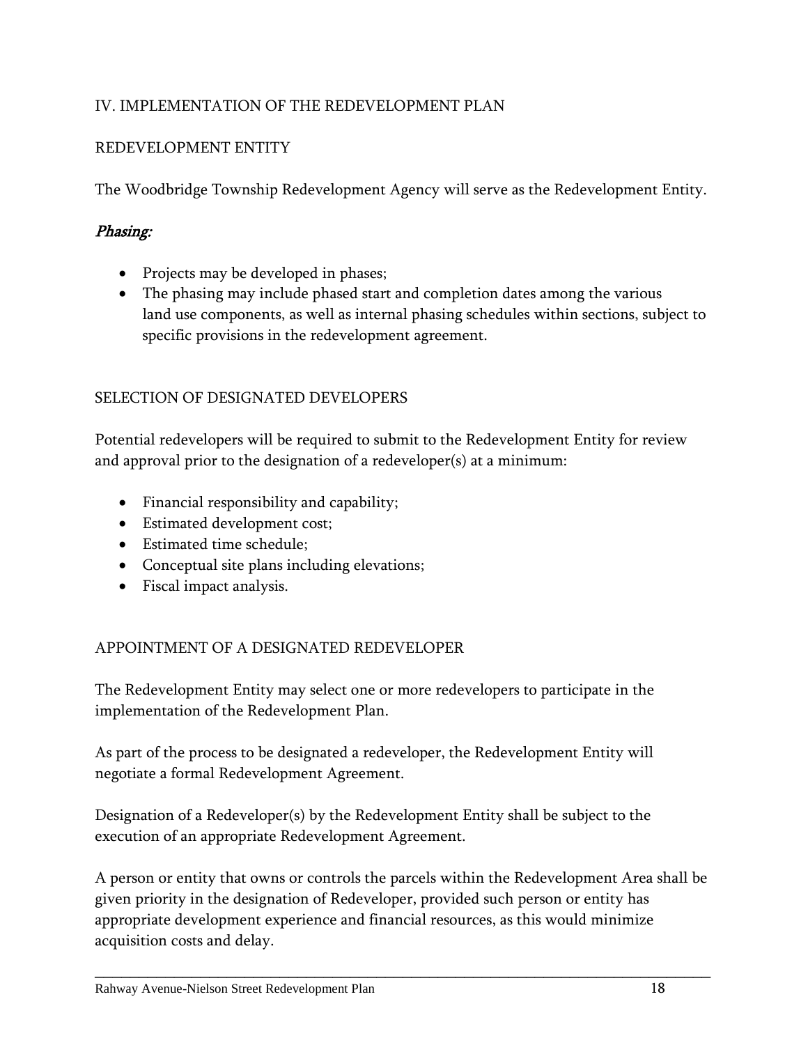# IV. IMPLEMENTATION OF THE REDEVELOPMENT PLAN

## REDEVELOPMENT ENTITY

The Woodbridge Township Redevelopment Agency will serve as the Redevelopment Entity.

### *Phasing:*

- Projects may be developed in phases;
- The phasing may include phased start and completion dates among the various land use components, as well as internal phasing schedules within sections, subject to specific provisions in the redevelopment agreement.

## SELECTION OF DESIGNATED DEVELOPERS

Potential redevelopers will be required to submit to the Redevelopment Entity for review and approval prior to the designation of a redeveloper(s) at a minimum:

- Financial responsibility and capability;
- Estimated development cost;
- Estimated time schedule;
- Conceptual site plans including elevations;
- Fiscal impact analysis.

## APPOINTMENT OF A DESIGNATED REDEVELOPER

The Redevelopment Entity may select one or more redevelopers to participate in the implementation of the Redevelopment Plan.

As part of the process to be designated a redeveloper, the Redevelopment Entity will negotiate a formal Redevelopment Agreement.

Designation of a Redeveloper(s) by the Redevelopment Entity shall be subject to the execution of an appropriate Redevelopment Agreement.

A person or entity that owns or controls the parcels within the Redevelopment Area shall be given priority in the designation of Redeveloper, provided such person or entity has appropriate development experience and financial resources, as this would minimize acquisition costs and delay.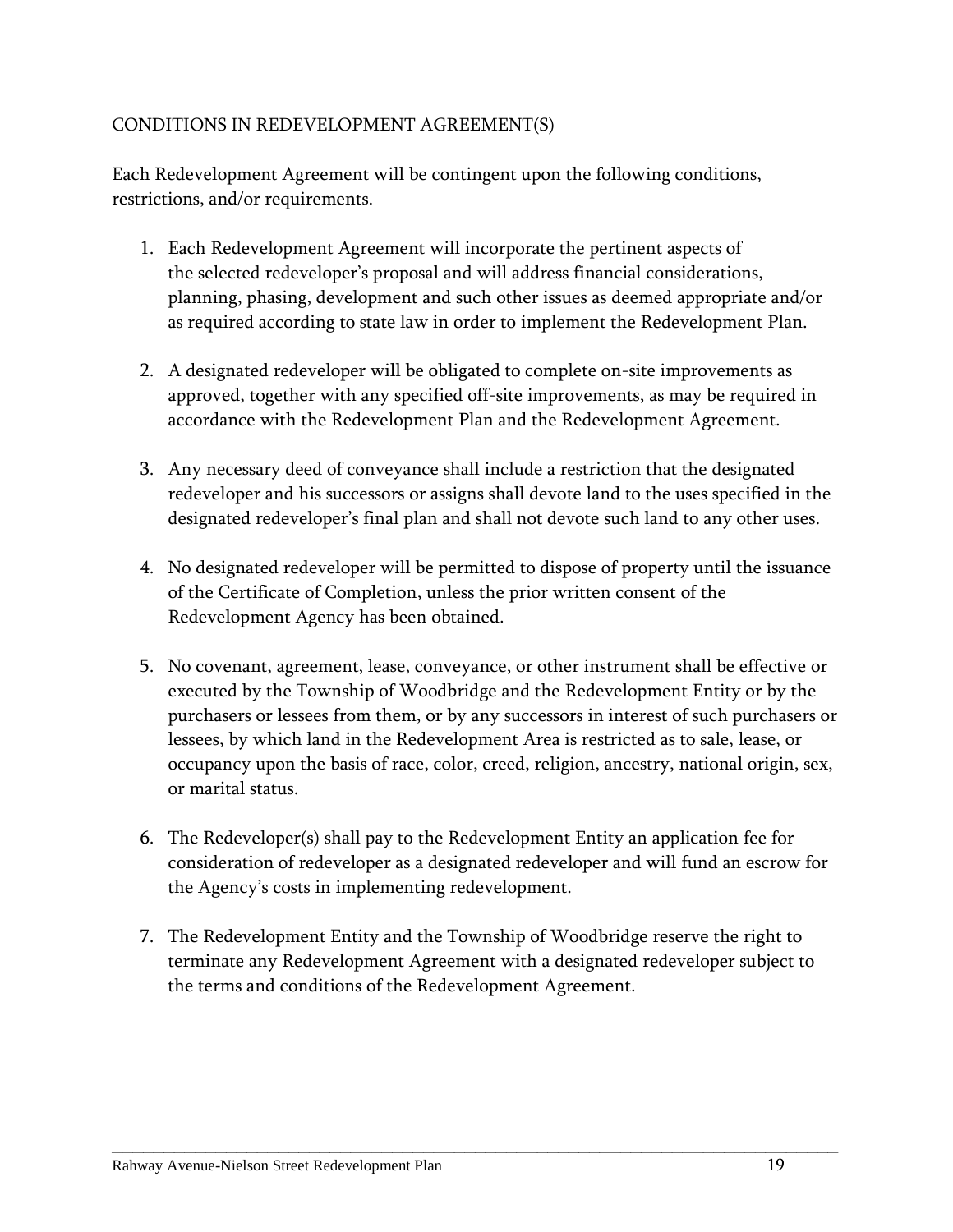## CONDITIONS IN REDEVELOPMENT AGREEMENT(S)

Each Redevelopment Agreement will be contingent upon the following conditions, restrictions, and/or requirements.

1. Each Redevelopment Agreement will incorporate the pertinent aspects of the selected redeveloper's proposal and will address financial considerations, planning, phasing, development and such other issues as deemed appropriate and/or as required according to state law in order to implement the Redevelopment Plan.

2. A designated redeveloper will be obligated to complete on-site improvements as approved, together with any specified off-site improvements, as may be required in accordance with the Redevelopment Plan and the Redevelopment Agreement.

3. Any necessary deed of conveyance shall include a restriction that the designated redeveloper and his successors or assigns shall devote land to the uses specified in the designated redeveloper's final plan and shall not devote such land to any other uses.

4. No designated redeveloper will be permitted to dispose of property until the issuance of the Certificate of Completion, unless the prior written consent of the Redevelopment Agency has been obtained.

5. No covenant, agreement, lease, conveyance, or other instrument shall be effective or executed by the Township of Woodbridge and the Redevelopment Entity or by the purchasers or lessees from them, or by any successors in interest of such purchasers or lessees, by which land in the Redevelopment Area is restricted as to sale, lease, or occupancy upon the basis of race, color, creed, religion, ancestry, national origin, sex, or marital status.

6. The Redeveloper(s) shall pay to the Redevelopment Entity an application fee for consideration of redeveloper as a designated redeveloper and will fund an escrow for the Agency's costs in implementing redevelopment.

7. The Redevelopment Entity and the Township of Woodbridge reserve the right to terminate any Redevelopment Agreement with a designated redeveloper subject to the terms and conditions of the Redevelopment Agreement.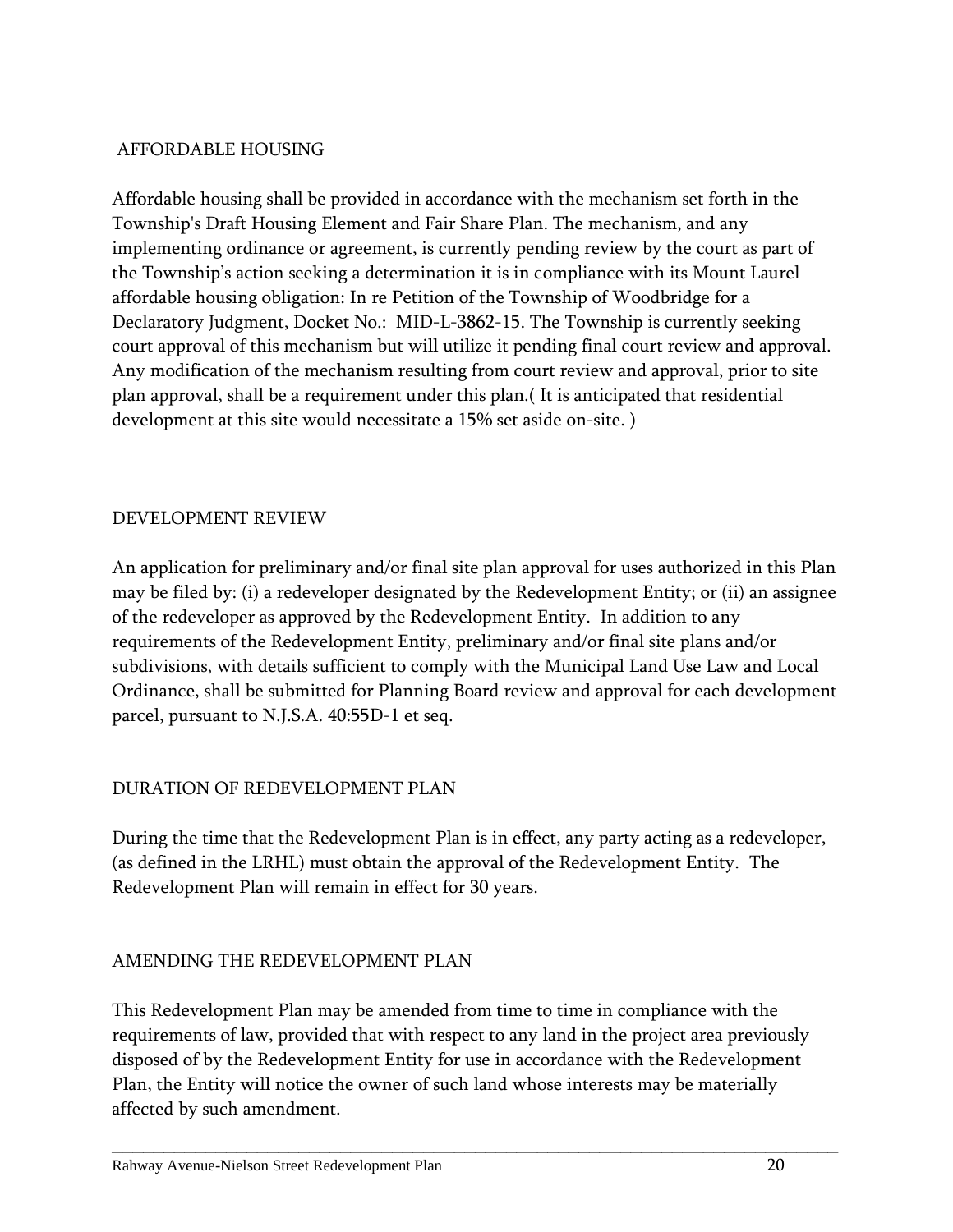## AFFORDABLE HOUSING

Affordable housing shall be provided in accordance with the mechanism set forth in the Township's Draft Housing Element and Fair Share Plan. The mechanism, and any implementing ordinance or agreement, is currently pending review by the court as part of the Township's action seeking a determination it is in compliance with its Mount Laurel affordable housing obligation: In re Petition of the Township of Woodbridge for a Declaratory Judgment, Docket No.: MID-L-3862-15. The Township is currently seeking court approval of this mechanism but will utilize it pending final court review and approval. Any modification of the mechanism resulting from court review and approval, prior to site plan approval, shall be a requirement under this plan.( It is anticipated that residential development at this site would necessitate a 15% set aside on-site. )

## DEVELOPMENT REVIEW

An application for preliminary and/or final site plan approval for uses authorized in this Plan may be filed by: (i) a redeveloper designated by the Redevelopment Entity; or (ii) an assignee of the redeveloper as approved by the Redevelopment Entity. In addition to any requirements of the Redevelopment Entity, preliminary and/or final site plans and/or subdivisions, with details sufficient to comply with the Municipal Land Use Law and Local Ordinance, shall be submitted for Planning Board review and approval for each development parcel, pursuant to N.J.S.A. 40:55D-1 et seq.

## DURATION OF REDEVELOPMENT PLAN

During the time that the Redevelopment Plan is in effect, any party acting as a redeveloper, (as defined in the LRHL) must obtain the approval of the Redevelopment Entity. The Redevelopment Plan will remain in effect for 30 years.

## AMENDING THE REDEVELOPMENT PLAN

This Redevelopment Plan may be amended from time to time in compliance with the requirements of law, provided that with respect to any land in the project area previously disposed of by the Redevelopment Entity for use in accordance with the Redevelopment Plan, the Entity will notice the owner of such land whose interests may be materially affected by such amendment.